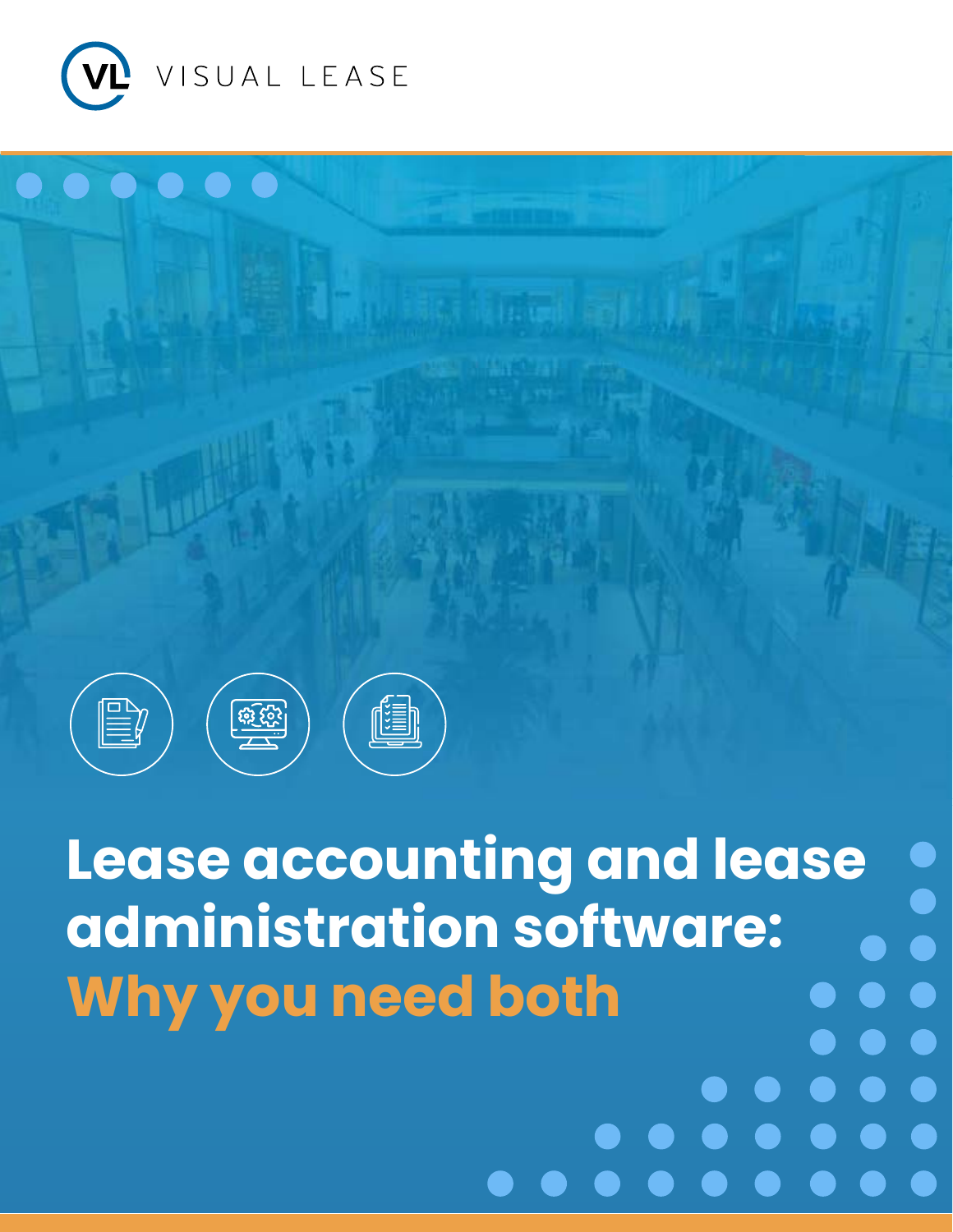VISUAL LEASE

# Lease accounting and lease administration software: Why you need both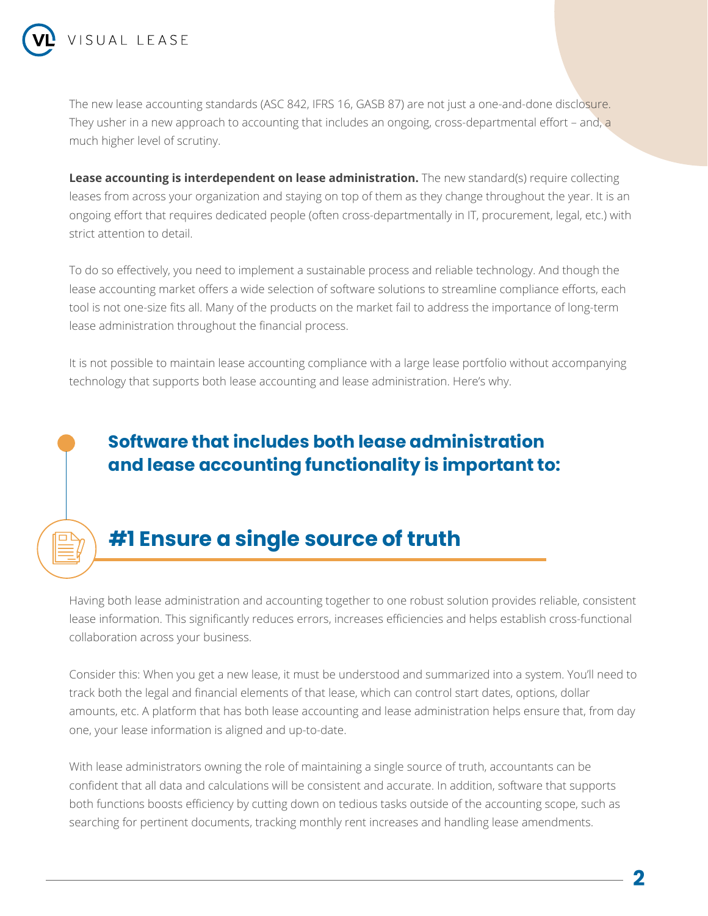The new lease accounting standards (ASC 842, IFRS 16, GASB 87) are not just a one-and-done disclosure. They usher in a new approach to accounting that includes an ongoing, cross-departmental effort – and, a much higher level of scrutiny.

**Lease accounting is interdependent on lease administration.** The new standard(s) require collecting leases from across your organization and staying on top of them as they change throughout the year. It is an ongoing effort that requires dedicated people (often cross-departmentally in IT, procurement, legal, etc.) with strict attention to detail.

To do so effectively, you need to implement a sustainable process and reliable technology. And though the lease accounting market offers a wide selection of software solutions to streamline compliance efforts, each tool is not one-size fits all. Many of the products on the market fail to address the importance of long-term lease administration throughout the financial process.

It is not possible to maintain lease accounting compliance with a large lease portfolio without accompanying technology that supports both lease accounting and lease administration. Here's why.

## Software that includes both lease administration and lease accounting functionality is important to:

## #1 Ensure a single source of truth

Having both lease administration and accounting together to one robust solution provides reliable, consistent lease information. This significantly reduces errors, increases efficiencies and helps establish cross-functional collaboration across your business.

Consider this: When you get a new lease, it must be understood and summarized into a system. You'll need to track both the legal and financial elements of that lease, which can control start dates, options, dollar amounts, etc. A platform that has both lease accounting and lease administration helps ensure that, from day one, your lease information is aligned and up-to-date.

With lease administrators owning the role of maintaining a single source of truth, accountants can be confident that all data and calculations will be consistent and accurate. In addition, software that supports both functions boosts efficiency by cutting down on tedious tasks outside of the accounting scope, such as searching for pertinent documents, tracking monthly rent increases and handling lease amendments.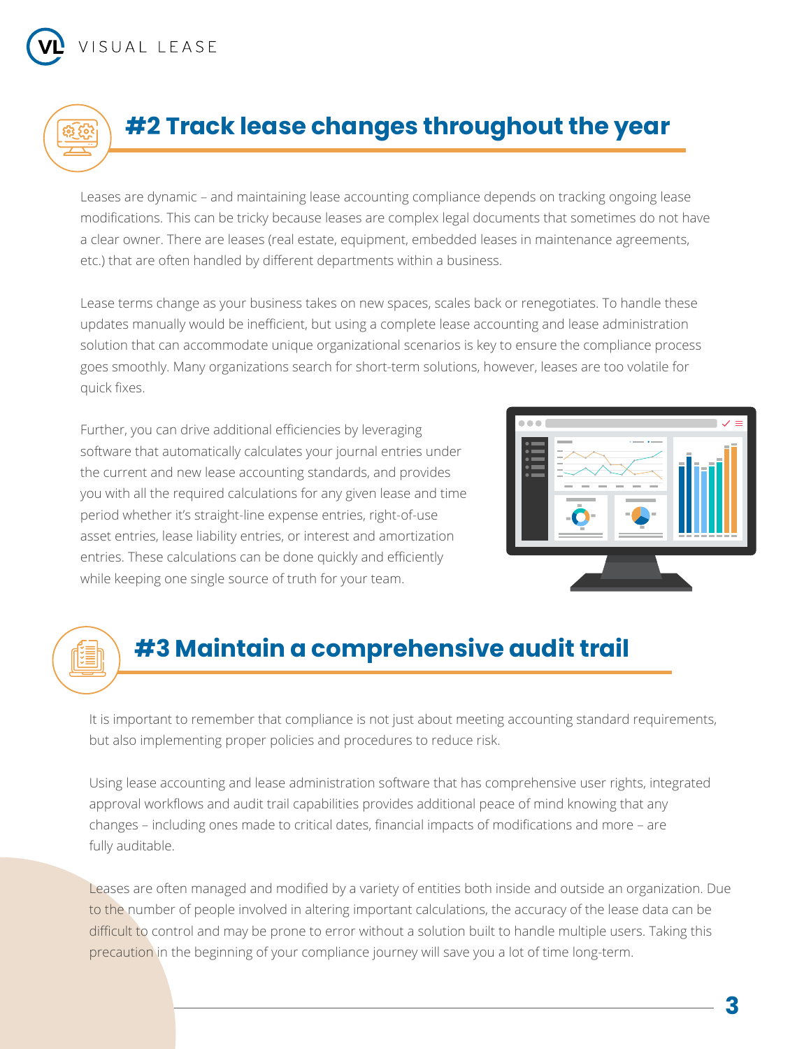## #2 Track lease changes throughout the year

Leases are dynamic – and maintaining lease accounting compliance depends on tracking ongoing lease modifications. This can be tricky because leases are complex legal documents that sometimes do not have a clear owner. There are leases (real estate, equipment, embedded leases in maintenance agreements, etc.) that are often handled by different departments within a business.

Lease terms change as your business takes on new spaces, scales back or renegotiates. To handle these updates manually would be inefficient, but using a complete lease accounting and lease administration solution that can accommodate unique organizational scenarios is key to ensure the compliance process goes smoothly. Many organizations search for short-term solutions, however, leases are too volatile for quick fixes.

Further, you can drive additional efficiencies by leveraging software that automatically calculates your journal entries under the current and new lease accounting standards, and provides you with all the required calculations for any given lease and time period whether it's straight-line expense entries, right-of-use asset entries, lease liability entries, or interest and amortization entries. These calculations can be done quickly and efficiently while keeping one single source of truth for your team.

## #3 Maintain a comprehensive audit trail

It is important to remember that compliance is not just about meeting accounting standard requirements, but also implementing proper policies and procedures to reduce risk.

Using lease accounting and lease administration software that has comprehensive user rights, integrated approval workflows and audit trail capabilities provides additional peace of mind knowing that any changes – including ones made to critical dates, financial impacts of modifications and more – are fully auditable.

Leases are often managed and modified by a variety of entities both inside and outside an organization. Due to the number of people involved in altering important calculations, the accuracy of the lease data can be difficult to control and may be prone to error without a solution built to handle multiple users. Taking this precaution in the beginning of your compliance journey will save you a lot of time long-term.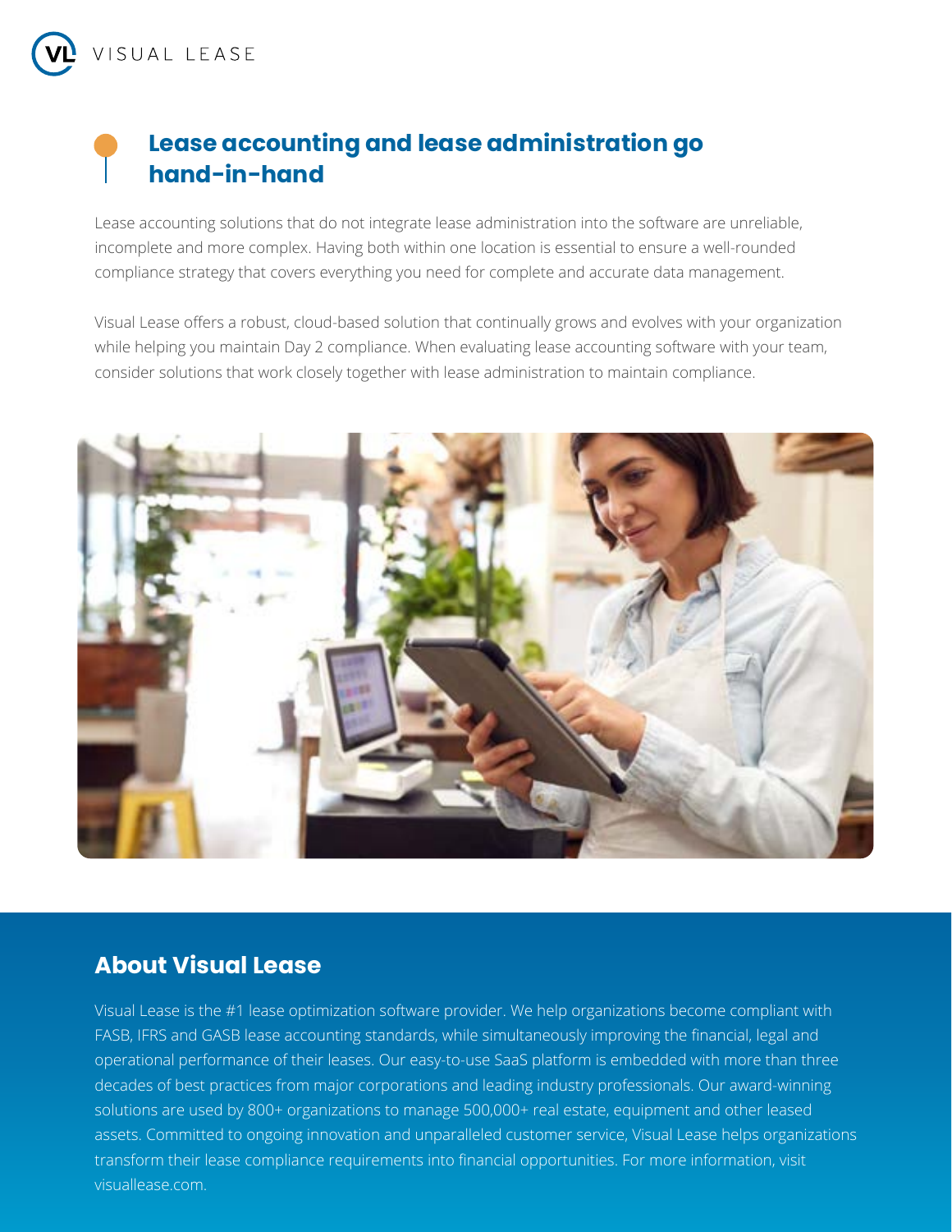## Lease accounting and lease administration go hand-in-hand

Lease accounting solutions that do not integrate lease administration into the software are unreliable, incomplete and more complex. Having both within one location is essential to ensure a well-rounded compliance strategy that covers everything you need for complete and accurate data management.

Visual Lease offers a robust, cloud-based solution that continually grows and evolves with your organization while helping you maintain Day 2 compliance. When evaluating lease accounting software with your team, consider solutions that work closely together with lease administration to maintain compliance.

## About Visual Lease

Visual Lease is the #1 lease optimization software provider. We help organizations become compliant with FASB, IFRS and GASB lease accounting standards, while simultaneously improving the financial, legal and operational performance of their leases. Our easy-to-use SaaS platform is embedded with more than three decades of best practices from major corporations and leading industry professionals. Our award-winning solutions are used by 800+ organizations to manage 500,000+ real estate, equipment and other leased assets. Committed to ongoing innovation and unparalleled customer service, Visual Lease helps organizations transform their lease compliance requirements into financial opportunities. For more information, visit visuallease.com.